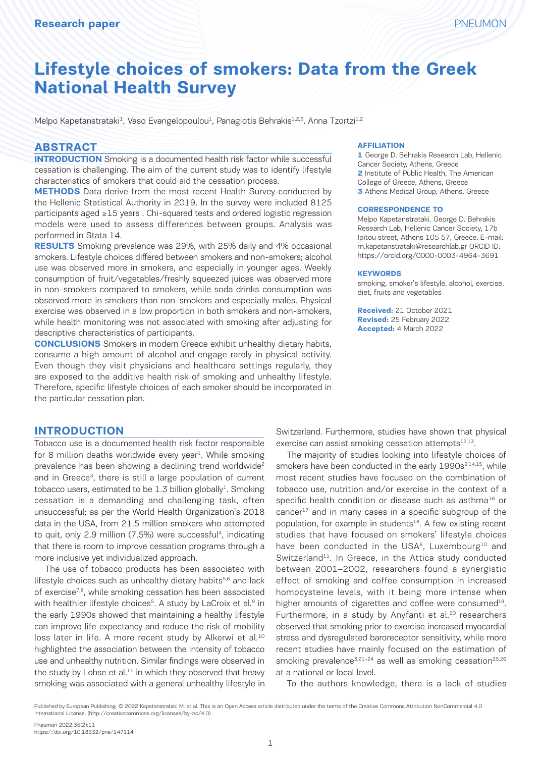Research paper

# Lifestyle choices of smokers: Data from the Greek National Health Survey

Melpo Kapetanstrataki[1], Vaso Evangelopoulou[1], Panagiotis Behrakis[1,2,3], Anna Tzortzi[1,2]

## ABSTRACT

**INTRODUCTION** Smoking is a documented health risk factor while successful cessation is challenging. The aim of the current study was to identify lifestyle characteristics of smokers that could aid the cessation process.

**METHODS** Data derive from the most recent Health Survey conducted by the Hellenic Statistical Authority in 2019. In the survey were included 8125 participants aged ≥15 years . Chi-squared tests and ordered logistic regression models were used to assess differences between groups. Analysis was performed in Stata 14.

**RESULTS** Smoking prevalence was 29%, with 25% daily and 4% occasional smokers. Lifestyle choices differed between smokers and non-smokers; alcohol use was observed more in smokers, and especially in younger ages. Weekly consumption of fruit/vegetables/freshly squeezed juices was observed more in non-smokers compared to smokers, while soda drinks consumption was observed more in smokers than non-smokers and especially males. Physical exercise was observed in a low proportion in both smokers and non-smokers, while health monitoring was not associated with smoking after adjusting for descriptive characteristics of participants.

**CONCLUSIONS** Smokers in modern Greece exhibit unhealthy dietary habits, consume a high amount of alcohol and engage rarely in physical activity. Even though they visit physicians and healthcare settings regularly, they are exposed to the additive health risk of smoking and unhealthy lifestyle. Therefore, specific lifestyle choices of each smoker should be incorporated in the particular cessation plan.

**AFFILIATION**

1 George D. Behrakis Research Lab, Hellenic Cancer Society, Athens, Greece
2 Institute of Public Health, The American College of Greece, Athens, Greece
3 Athens Medical Group, Athens, Greece

**CORRESPONDENCE TO**

Melpo Kapetanstrataki. George D. Behrakis Research Lab, Hellenic Cancer Society, 17b Ipitou street, Athens 105 57, Greece. E-mail: m.kapetanstrataki@researchlab.gr ORCID ID: https://orcid.org/0000-0003-4964-3691

**KEYWORDS**

smoking, smoker's lifestyle, alcohol, exercise, diet, fruits and vegetables

**Received:** 21 October 2021
**Revised:** 25 February 2022
**Accepted:** 4 March 2022

## INTRODUCTION

Tobacco use is a documented health risk factor responsible for 8 million deaths worldwide every year[1]. While smoking prevalence has been showing a declining trend worldwide[2] and in Greece[3], there is still a large population of current tobacco users, estimated to be 1.3 billion globally[1]. Smoking cessation is a demanding and challenging task, often unsuccessful; as per the World Health Organization's 2018 data in the USA, from 21.5 million smokers who attempted to quit, only 2.9 million (7.5%) were successful[4], indicating that there is room to improve cessation programs through a more inclusive yet individualized approach.

The use of tobacco products has been associated with lifestyle choices such as unhealthy dietary habits[5,6] and lack of exercise[7,8], while smoking cessation has been associated with healthier lifestyle choices[5]. A study by LaCroix et al.[9] in the early 1990s showed that maintaining a healthy lifestyle can improve life expectancy and reduce the risk of mobility loss later in life. A more recent study by Alkerwi et al.[10] highlighted the association between the intensity of tobacco use and unhealthy nutrition. Similar findings were observed in the study by Lohse et al.[11] in which they observed that heavy smoking was associated with a general unhealthy lifestyle in Switzerland. Furthermore, studies have shown that physical exercise can assist smoking cessation attempts[12,13].

The majority of studies looking into lifestyle choices of smokers have been conducted in the early 1990s[9,14,15], while most recent studies have focused on the combination of tobacco use, nutrition and/or exercise in the context of a specific health condition or disease such as asthma[16] or cancer[17] and in many cases in a specific subgroup of the population, for example in students[18]. A few existing recent studies that have focused on smokers' lifestyle choices have been conducted in the USA[6], Luxembourg[10] and Switzerland[11]. In Greece, in the Attica study conducted between 2001–2002, researchers found a synergistic effect of smoking and coffee consumption in increased homocysteine levels, with it being more intense when higher amounts of cigarettes and coffee were consumed[19]. Furthermore, in a study by Anyfanti et al.[20] researchers observed that smoking prior to exercise increased myocardial stress and dysregulated baroreceptor sensitivity, while more recent studies have mainly focused on the estimation of smoking prevalence[3,21-24] as well as smoking cessation[25,26] at a national or local level.

To the authors knowledge, there is a lack of studies

Published by European Publishing. © 2022 Kapetanstrataki M. et al. This is an Open Access article distributed under the terms of the Creative Commons Attribution NonCommercial 4.0 International License. (http://creativecommons.org/licenses/by-nc/4.0)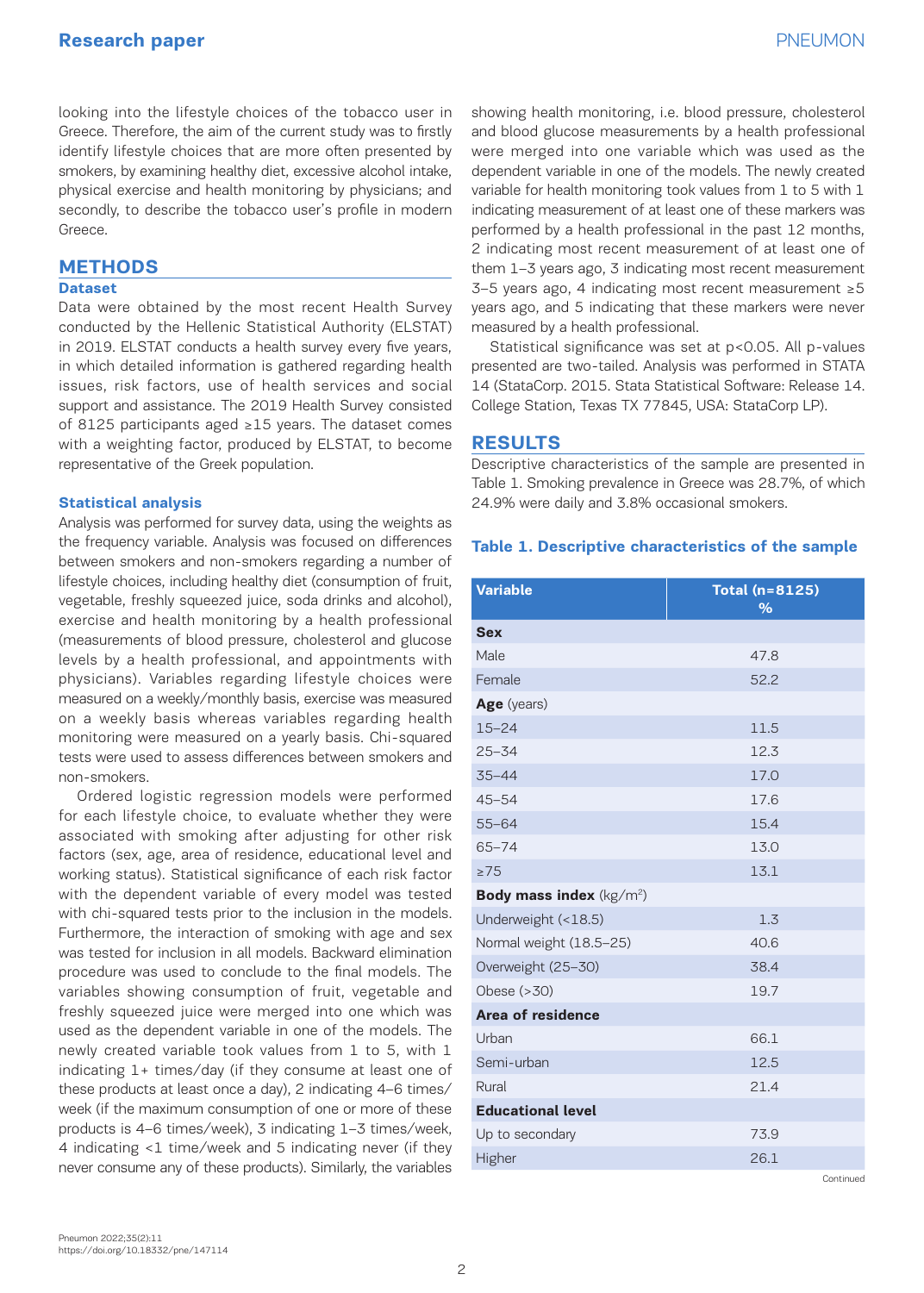looking into the lifestyle choices of the tobacco user in Greece. Therefore, the aim of the current study was to firstly identify lifestyle choices that are more often presented by smokers, by examining healthy diet, excessive alcohol intake, physical exercise and health monitoring by physicians; and secondly, to describe the tobacco user's profile in modern Greece.

## METHODS

### Dataset

Data were obtained by the most recent Health Survey conducted by the Hellenic Statistical Authority (ELSTAT) in 2019. ELSTAT conducts a health survey every five years, in which detailed information is gathered regarding health issues, risk factors, use of health services and social support and assistance. The 2019 Health Survey consisted of 8125 participants aged ≥15 years. The dataset comes with a weighting factor, produced by ELSTAT, to become representative of the Greek population.

### Statistical analysis

Analysis was performed for survey data, using the weights as the frequency variable. Analysis was focused on differences between smokers and non-smokers regarding a number of lifestyle choices, including healthy diet (consumption of fruit, vegetable, freshly squeezed juice, soda drinks and alcohol), exercise and health monitoring by a health professional (measurements of blood pressure, cholesterol and glucose levels by a health professional, and appointments with physicians). Variables regarding lifestyle choices were measured on a weekly/monthly basis, exercise was measured on a weekly basis whereas variables regarding health monitoring were measured on a yearly basis. Chi-squared tests were used to assess differences between smokers and non-smokers.

Ordered logistic regression models were performed for each lifestyle choice, to evaluate whether they were associated with smoking after adjusting for other risk factors (sex, age, area of residence, educational level and working status). Statistical significance of each risk factor with the dependent variable of every model was tested with chi-squared tests prior to the inclusion in the models. Furthermore, the interaction of smoking with age and sex was tested for inclusion in all models. Backward elimination procedure was used to conclude to the final models. The variables showing consumption of fruit, vegetable and freshly squeezed juice were merged into one which was used as the dependent variable in one of the models. The newly created variable took values from 1 to 5, with 1 indicating 1+ times/day (if they consume at least one of these products at least once a day), 2 indicating 4–6 times/week (if the maximum consumption of one or more of these products is 4–6 times/week), 3 indicating 1–3 times/week, 4 indicating <1 time/week and 5 indicating never (if they never consume any of these products). Similarly, the variables showing health monitoring, i.e. blood pressure, cholesterol and blood glucose measurements by a health professional were merged into one variable which was used as the dependent variable in one of the models. The newly created variable for health monitoring took values from 1 to 5 with 1 indicating measurement of at least one of these markers was performed by a health professional in the past 12 months, 2 indicating most recent measurement of at least one of them 1–3 years ago, 3 indicating most recent measurement 3–5 years ago, 4 indicating most recent measurement ≥5 years ago, and 5 indicating that these markers were never measured by a health professional.

Statistical significance was set at $p<0.05$. All p-values presented are two-tailed. Analysis was performed in STATA 14 (StataCorp. 2015. Stata Statistical Software: Release 14. College Station, Texas TX 77845, USA: StataCorp LP).

## RESULTS

Descriptive characteristics of the sample are presented in Table 1. Smoking prevalence in Greece was 28.7%, of which 24.9% were daily and 3.8% occasional smokers.

**Table 1. Descriptive characteristics of the sample**

| Variable | Total (n=8125) % |
|---|---|
| **Sex** | |
| Male | 47.8 |
| Female | 52.2 |
| **Age** (years) | |
| 15–24 | 11.5 |
| 25–34 | 12.3 |
| 35–44 | 17.0 |
| 45–54 | 17.6 |
| 55–64 | 15.4 |
| 65–74 | 13.0 |
| ≥75 | 13.1 |
| **Body mass index** ($kg/m^2$) | |
| Underweight (<18.5) | 1.3 |
| Normal weight (18.5–25) | 40.6 |
| Overweight (25–30) | 38.4 |
| Obese (>30) | 19.7 |
| **Area of residence** | |
| Urban | 66.1 |
| Semi-urban | 12.5 |
| Rural | 21.4 |
| **Educational level** | |
| Up to secondary | 73.9 |
| Higher | 26.1 |

Continued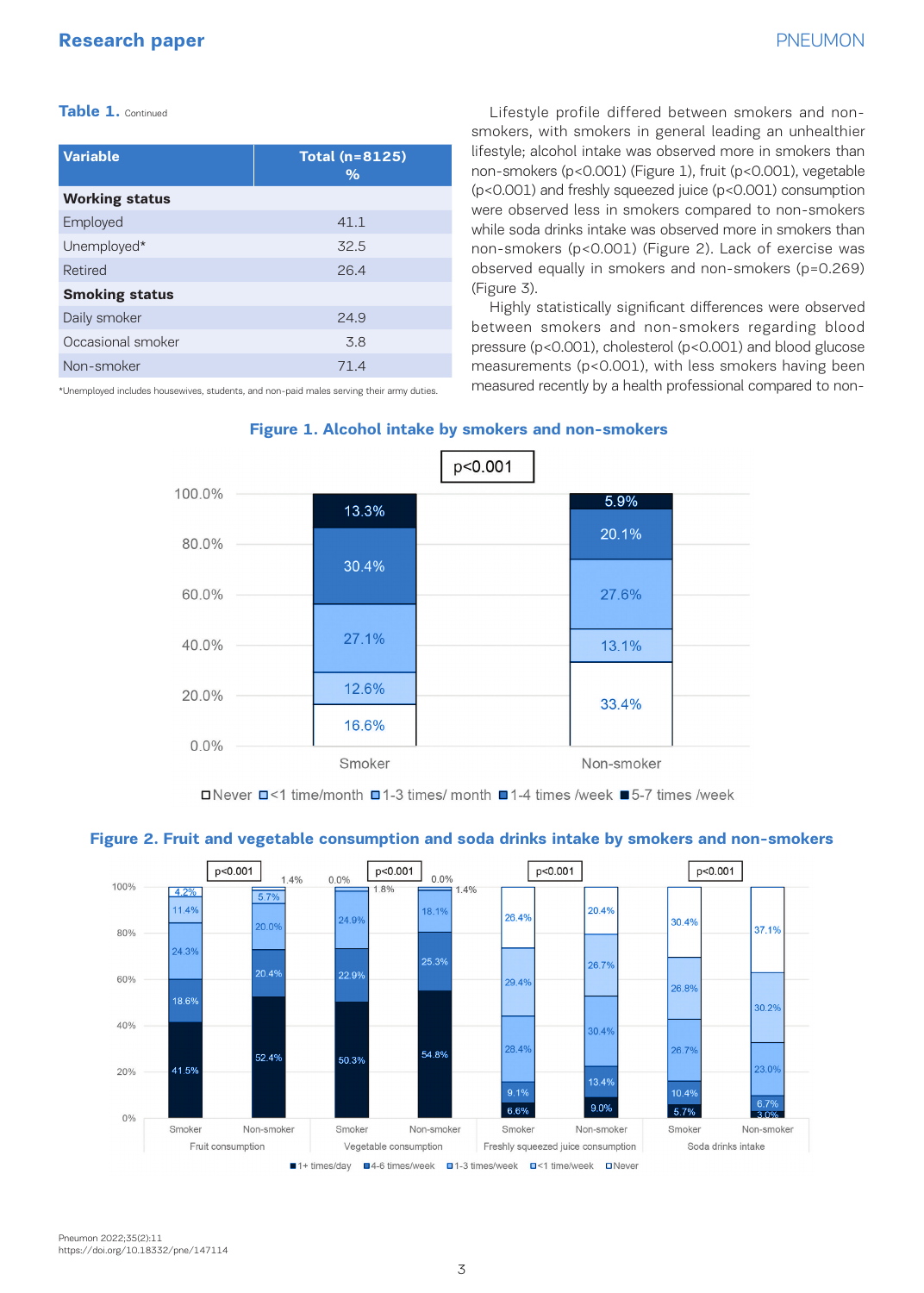**Table 1.** Continued

| Variable | Total (n=8125) % |
|---|---|
| **Working status** | |
| Employed | 41.1 |
| Unemployed* | 32.5 |
| Retired | 26.4 |
| **Smoking status** | |
| Daily smoker | 24.9 |
| Occasional smoker | 3.8 |
| Non-smoker | 71.4 |

*Unemployed includes housewives, students, and non-paid males serving their army duties.

Lifestyle profile differed between smokers and non-smokers, with smokers in general leading an unhealthier lifestyle; alcohol intake was observed more in smokers than non-smokers ($p<0.001$) (Figure 1), fruit ($p<0.001$), vegetable ($p<0.001$) and freshly squeezed juice ($p<0.001$) consumption were observed less in smokers compared to non-smokers while soda drinks intake was observed more in smokers than non-smokers ($p<0.001$) (Figure 2). Lack of exercise was observed equally in smokers and non-smokers ($p=0.269$) (Figure 3).

Highly statistically significant differences were observed between smokers and non-smokers regarding blood pressure ($p<0.001$), cholesterol ($p<0.001$) and blood glucose measurements ($p<0.001$), with less smokers having been measured recently by a health professional compared to non-

**Figure 1. Alcohol intake by smokers and non-smokers**

**Figure 2. Fruit and vegetable consumption and soda drinks intake by smokers and non-smokers**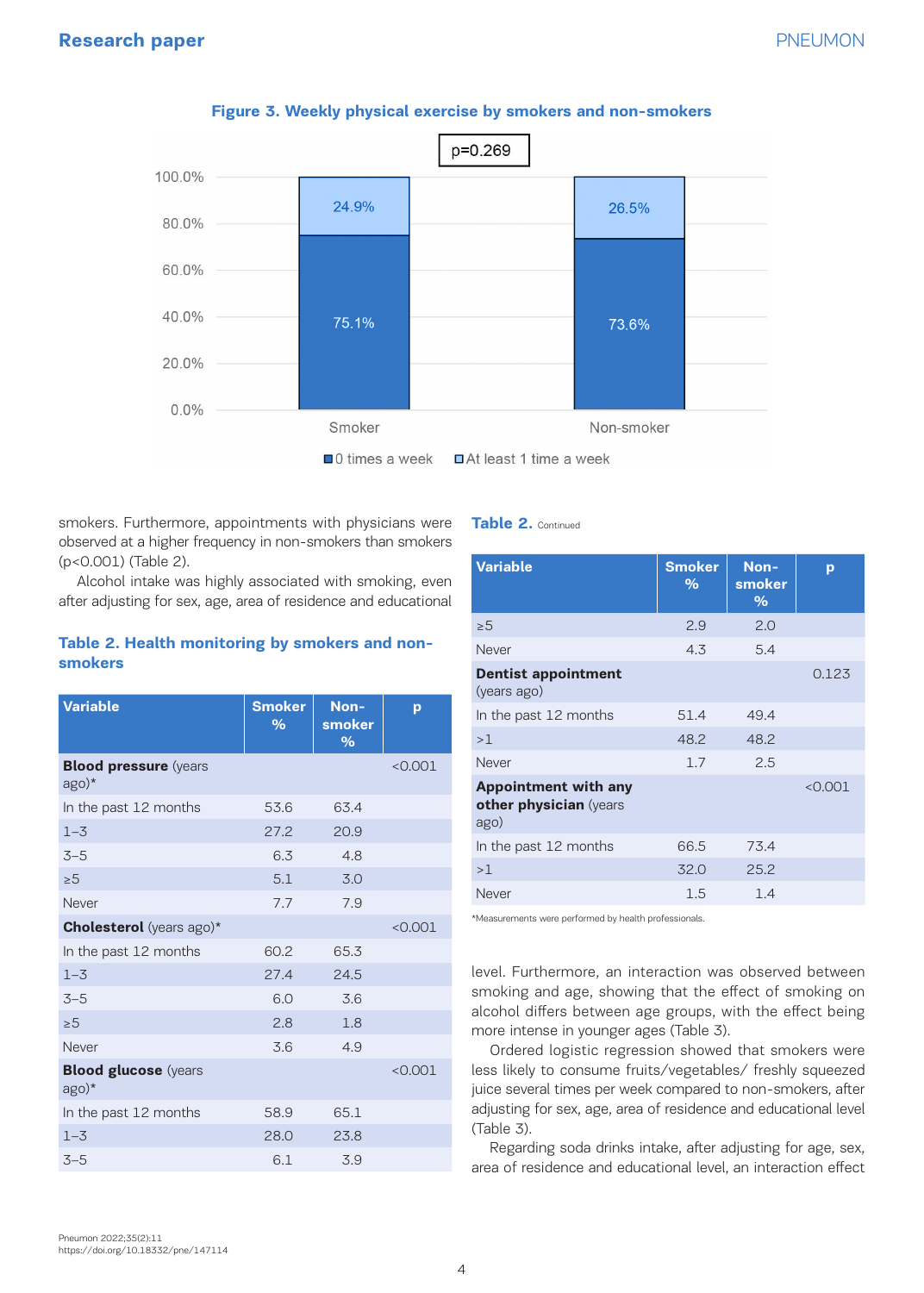**Figure 3. Weekly physical exercise by smokers and non-smokers**

p=0.269

| | 0 times a week | At least 1 time a week |
|---|---|---|
| Smoker | 75.1% | 24.9% |
| Non-smoker | 73.6% | 26.5% |

smokers. Furthermore, appointments with physicians were observed at a higher frequency in non-smokers than smokers (p<0.001) (Table 2).

Alcohol intake was highly associated with smoking, even after adjusting for sex, age, area of residence and educational level. Furthermore, an interaction was observed between smoking and age, showing that the effect of smoking on alcohol differs between age groups, with the effect being more intense in younger ages (Table 3).

Ordered logistic regression showed that smokers were less likely to consume fruits/vegetables/ freshly squeezed juice several times per week compared to non-smokers, after adjusting for sex, age, area of residence and educational level (Table 3).

Regarding soda drinks intake, after adjusting for age, sex, area of residence and educational level, an interaction effect

**Table 2. Health monitoring by smokers and non-smokers**

| Variable | Smoker % | Non-smoker % | p |
|---|---|---|---|
| **Blood pressure** (years ago)* | | | <0.001 |
| In the past 12 months | 53.6 | 63.4 | |
| 1–3 | 27.2 | 20.9 | |
| 3–5 | 6.3 | 4.8 | |
| ≥5 | 5.1 | 3.0 | |
| Never | 7.7 | 7.9 | |
| **Cholesterol** (years ago)* | | | <0.001 |
| In the past 12 months | 60.2 | 65.3 | |
| 1–3 | 27.4 | 24.5 | |
| 3–5 | 6.0 | 3.6 | |
| ≥5 | 2.8 | 1.8 | |
| Never | 3.6 | 4.9 | |
| **Blood glucose** (years ago)* | | | <0.001 |
| In the past 12 months | 58.9 | 65.1 | |
| 1–3 | 28.0 | 23.8 | |
| 3–5 | 6.1 | 3.9 | |
| ≥5 | 2.9 | 2.0 | |
| Never | 4.3 | 5.4 | |
| **Dentist appointment** (years ago) | | | 0.123 |
| In the past 12 months | 51.4 | 49.4 | |
| >1 | 48.2 | 48.2 | |
| Never | 1.7 | 2.5 | |
| **Appointment with any other physician** (years ago) | | | <0.001 |
| In the past 12 months | 66.5 | 73.4 | |
| >1 | 32.0 | 25.2 | |
| Never | 1.5 | 1.4 | |

*Measurements were performed by health professionals.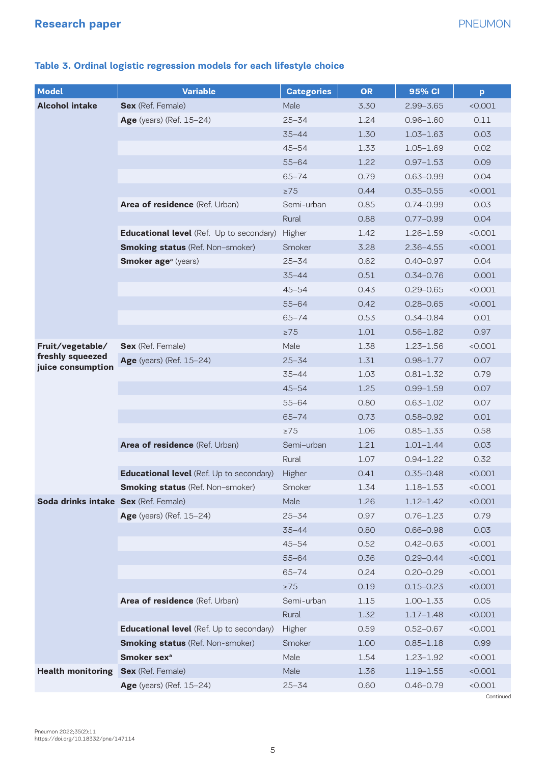**Table 3. Ordinal logistic regression models for each lifestyle choice**

| Model | Variable | Categories | OR | 95% CI | p |
|---|---|---|---|---|---|
| **Alcohol intake** | **Sex** (Ref. Female) | Male | 3.30 | 2.99–3.65 | <0.001 |
| | **Age** (years) (Ref. 15–24) | 25–34 | 1.24 | 0.96–1.60 | 0.11 |
| | | 35–44 | 1.30 | 1.03–1.63 | 0.03 |
| | | 45–54 | 1.33 | 1.05–1.69 | 0.02 |
| | | 55–64 | 1.22 | 0.97–1.53 | 0.09 |
| | | 65–74 | 0.79 | 0.63–0.99 | 0.04 |
| | | ≥75 | 0.44 | 0.35–0.55 | <0.001 |
| | **Area of residence** (Ref. Urban) | Semi-urban | 0.85 | 0.74–0.99 | 0.03 |
| | | Rural | 0.88 | 0.77–0.99 | 0.04 |
| | **Educational level** (Ref. Up to secondary) | Higher | 1.42 | 1.26–1.59 | <0.001 |
| | **Smoking status** (Ref. Non-smoker) | Smoker | 3.28 | 2.36–4.55 | <0.001 |
| | **Smoker age**[a] (years) | 25–34 | 0.62 | 0.40–0.97 | 0.04 |
| | | 35–44 | 0.51 | 0.34–0.76 | 0.001 |
| | | 45–54 | 0.43 | 0.29–0.65 | <0.001 |
| | | 55–64 | 0.42 | 0.28–0.65 | <0.001 |
| | | 65–74 | 0.53 | 0.34–0.84 | 0.01 |
| | | ≥75 | 1.01 | 0.56–1.82 | 0.97 |
| **Fruit/vegetable/ freshly squeezed juice consumption** | **Sex** (Ref. Female) | Male | 1.38 | 1.23–1.56 | <0.001 |
| | **Age** (years) (Ref. 15–24) | 25–34 | 1.31 | 0.98–1.77 | 0.07 |
| | | 35–44 | 1.03 | 0.81–1.32 | 0.79 |
| | | 45–54 | 1.25 | 0.99–1.59 | 0.07 |
| | | 55–64 | 0.80 | 0.63–1.02 | 0.07 |
| | | 65–74 | 0.73 | 0.58–0.92 | 0.01 |
| | | ≥75 | 1.06 | 0.85–1.33 | 0.58 |
| | **Area of residence** (Ref. Urban) | Semi-urban | 1.21 | 1.01–1.44 | 0.03 |
| | | Rural | 1.07 | 0.94–1.22 | 0.32 |
| | **Educational level** (Ref. Up to secondary) | Higher | 0.41 | 0.35–0.48 | <0.001 |
| | **Smoking status** (Ref. Non-smoker) | Smoker | 1.34 | 1.18–1.53 | <0.001 |
| **Soda drinks intake** | **Sex** (Ref. Female) | Male | 1.26 | 1.12–1.42 | <0.001 |
| | **Age** (years) (Ref. 15–24) | 25–34 | 0.97 | 0.76–1.23 | 0.79 |
| | | 35–44 | 0.80 | 0.66–0.98 | 0.03 |
| | | 45–54 | 0.52 | 0.42–0.63 | <0.001 |
| | | 55–64 | 0.36 | 0.29–0.44 | <0.001 |
| | | 65–74 | 0.24 | 0.20–0.29 | <0.001 |
| | | ≥75 | 0.19 | 0.15–0.23 | <0.001 |
| | **Area of residence** (Ref. Urban) | Semi-urban | 1.15 | 1.00–1.33 | 0.05 |
| | | Rural | 1.32 | 1.17–1.48 | <0.001 |
| | **Educational level** (Ref. Up to secondary) | Higher | 0.59 | 0.52–0.67 | <0.001 |
| | **Smoking status** (Ref. Non-smoker) | Smoker | 1.00 | 0.85–1.18 | 0.99 |
| | **Smoker sex**[a] | Male | 1.54 | 1.23–1.92 | <0.001 |
| **Health monitoring** | **Sex** (Ref. Female) | Male | 1.36 | 1.19–1.55 | <0.001 |
| | **Age** (years) (Ref. 15–24) | 25–34 | 0.60 | 0.46–0.79 | <0.001 |

Continued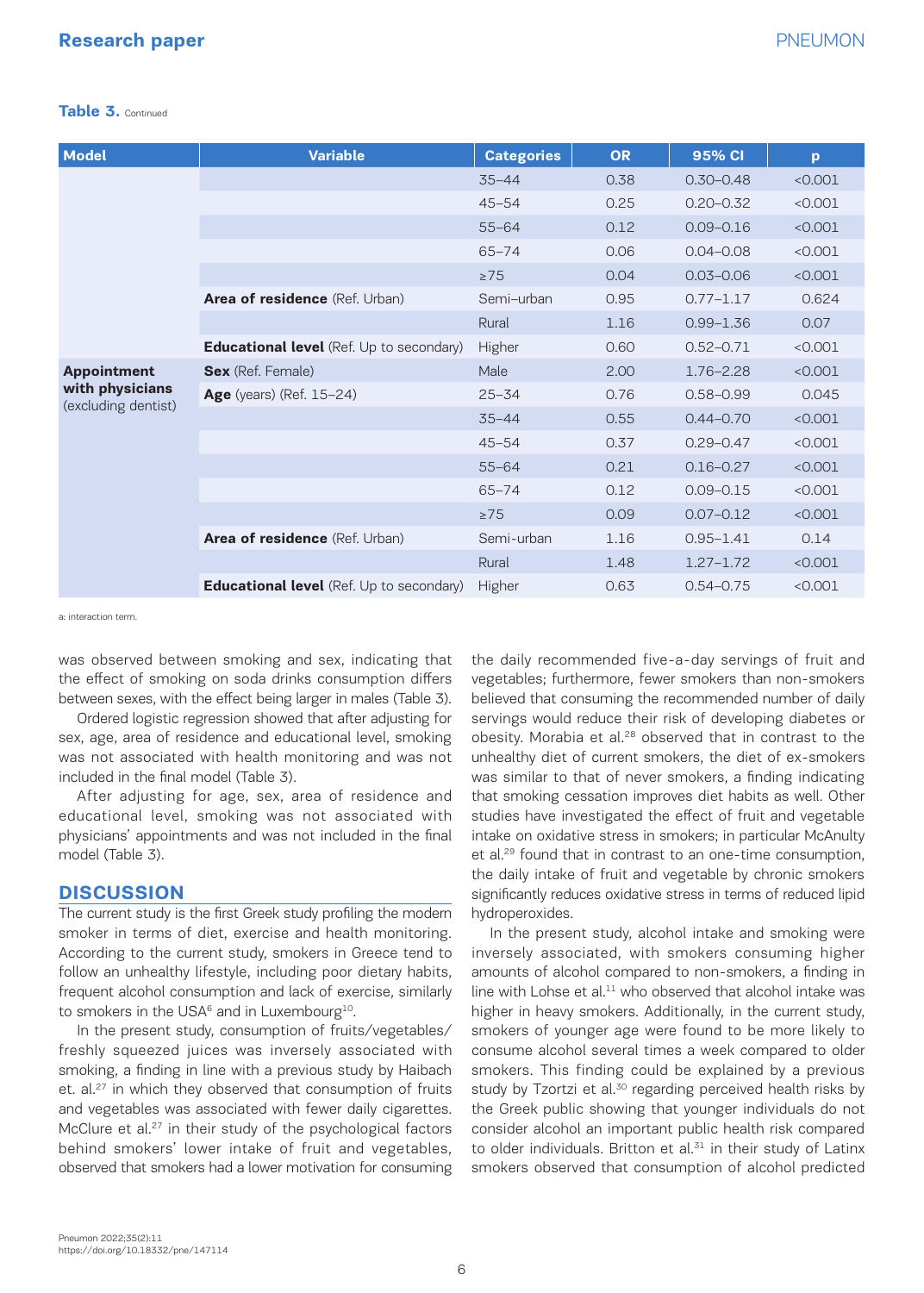**Table 3.** Continued

| Model | Variable | Categories | OR | 95% CI | p |
|---|---|---|---|---|---|
| | | 35–44 | 0.38 | 0.30–0.48 | <0.001 |
| | | 45–54 | 0.25 | 0.20–0.32 | <0.001 |
| | | 55–64 | 0.12 | 0.09–0.16 | <0.001 |
| | | 65–74 | 0.06 | 0.04–0.08 | <0.001 |
| | | ≥75 | 0.04 | 0.03–0.06 | <0.001 |
| | **Area of residence** (Ref. Urban) | Semi-urban | 0.95 | 0.77–1.17 | 0.624 |
| | | Rural | 1.16 | 0.99–1.36 | 0.07 |
| | **Educational level** (Ref. Up to secondary) | Higher | 0.60 | 0.52–0.71 | <0.001 |
| **Appointment with physicians** (excluding dentist) | **Sex** (Ref. Female) | Male | 2.00 | 1.76–2.28 | <0.001 |
| | **Age** (years) (Ref. 15–24) | 25–34 | 0.76 | 0.58–0.99 | 0.045 |
| | | 35–44 | 0.55 | 0.44–0.70 | <0.001 |
| | | 45–54 | 0.37 | 0.29–0.47 | <0.001 |
| | | 55–64 | 0.21 | 0.16–0.27 | <0.001 |
| | | 65–74 | 0.12 | 0.09–0.15 | <0.001 |
| | | ≥75 | 0.09 | 0.07–0.12 | <0.001 |
| | **Area of residence** (Ref. Urban) | Semi-urban | 1.16 | 0.95–1.41 | 0.14 |
| | | Rural | 1.48 | 1.27–1.72 | <0.001 |
| | **Educational level** (Ref. Up to secondary) | Higher | 0.63 | 0.54–0.75 | <0.001 |

a: interaction term.

was observed between smoking and sex, indicating that the effect of smoking on soda drinks consumption differs between sexes, with the effect being larger in males (Table 3).

Ordered logistic regression showed that after adjusting for sex, age, area of residence and educational level, smoking was not associated with health monitoring and was not included in the final model (Table 3).

After adjusting for age, sex, area of residence and educational level, smoking was not associated with physicians' appointments and was not included in the final model (Table 3).

## DISCUSSION

The current study is the first Greek study profiling the modern smoker in terms of diet, exercise and health monitoring. According to the current study, smokers in Greece tend to follow an unhealthy lifestyle, including poor dietary habits, frequent alcohol consumption and lack of exercise, similarly to smokers in the USA[6] and in Luxembourg[10].

In the present study, consumption of fruits/vegetables/freshly squeezed juices was inversely associated with smoking, a finding in line with a previous study by Haibach et. al.[27] in which they observed that consumption of fruits and vegetables was associated with fewer daily cigarettes. McClure et al.[27] in their study of the psychological factors behind smokers' lower intake of fruit and vegetables, observed that smokers had a lower motivation for consuming the daily recommended five-a-day servings of fruit and vegetables; furthermore, fewer smokers than non-smokers believed that consuming the recommended number of daily servings would reduce their risk of developing diabetes or obesity. Morabia et al.[28] observed that in contrast to the unhealthy diet of current smokers, the diet of ex-smokers was similar to that of never smokers, a finding indicating that smoking cessation improves diet habits as well. Other studies have investigated the effect of fruit and vegetable intake on oxidative stress in smokers; in particular McAnulty et al.[29] found that in contrast to an one-time consumption, the daily intake of fruit and vegetable by chronic smokers significantly reduces oxidative stress in terms of reduced lipid hydroperoxides.

In the present study, alcohol intake and smoking were inversely associated, with smokers consuming higher amounts of alcohol compared to non-smokers, a finding in line with Lohse et al.[11] who observed that alcohol intake was higher in heavy smokers. Additionally, in the current study, smokers of younger age were found to be more likely to consume alcohol several times a week compared to older smokers. This finding could be explained by a previous study by Tzortzi et al.[30] regarding perceived health risks by the Greek public showing that younger individuals do not consider alcohol an important public health risk compared to older individuals. Britton et al.[31] in their study of Latinx smokers observed that consumption of alcohol predicted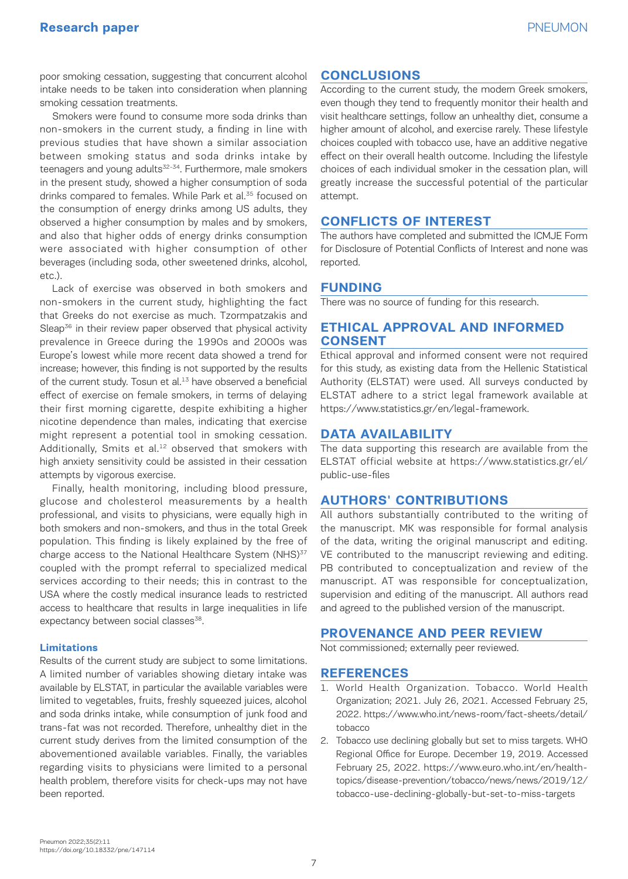poor smoking cessation, suggesting that concurrent alcohol intake needs to be taken into consideration when planning smoking cessation treatments.

Smokers were found to consume more soda drinks than non-smokers in the current study, a finding in line with previous studies that have shown a similar association between smoking status and soda drinks intake by teenagers and young adults[32-34]. Furthermore, male smokers in the present study, showed a higher consumption of soda drinks compared to females. While Park et al.[35] focused on the consumption of energy drinks among US adults, they observed a higher consumption by males and by smokers, and also that higher odds of energy drinks consumption were associated with higher consumption of other beverages (including soda, other sweetened drinks, alcohol, etc.).

Lack of exercise was observed in both smokers and non-smokers in the current study, highlighting the fact that Greeks do not exercise as much. Tzormpatzakis and Sleap[36] in their review paper observed that physical activity prevalence in Greece during the 1990s and 2000s was Europe's lowest while more recent data showed a trend for increase; however, this finding is not supported by the results of the current study. Tosun et al.[13] have observed a beneficial effect of exercise on female smokers, in terms of delaying their first morning cigarette, despite exhibiting a higher nicotine dependence than males, indicating that exercise might represent a potential tool in smoking cessation. Additionally, Smits et al.[12] observed that smokers with high anxiety sensitivity could be assisted in their cessation attempts by vigorous exercise.

Finally, health monitoring, including blood pressure, glucose and cholesterol measurements by a health professional, and visits to physicians, were equally high in both smokers and non-smokers, and thus in the total Greek population. This finding is likely explained by the free of charge access to the National Healthcare System (NHS)[37] coupled with the prompt referral to specialized medical services according to their needs; this in contrast to the USA where the costly medical insurance leads to restricted access to healthcare that results in large inequalities in life expectancy between social classes[38].

### Limitations

Results of the current study are subject to some limitations. A limited number of variables showing dietary intake was available by ELSTAT, in particular the available variables were limited to vegetables, fruits, freshly squeezed juices, alcohol and soda drinks intake, while consumption of junk food and trans-fat was not recorded. Therefore, unhealthy diet in the current study derives from the limited consumption of the abovementioned available variables. Finally, the variables regarding visits to physicians were limited to a personal health problem, therefore visits for check-ups may not have been reported.

## CONCLUSIONS

According to the current study, the modern Greek smokers, even though they tend to frequently monitor their health and visit healthcare settings, follow an unhealthy diet, consume a higher amount of alcohol, and exercise rarely. These lifestyle choices coupled with tobacco use, have an additive negative effect on their overall health outcome. Including the lifestyle choices of each individual smoker in the cessation plan, will greatly increase the successful potential of the particular attempt.

## CONFLICTS OF INTEREST

The authors have completed and submitted the ICMJE Form for Disclosure of Potential Conflicts of Interest and none was reported.

## FUNDING

There was no source of funding for this research.

## ETHICAL APPROVAL AND INFORMED CONSENT

Ethical approval and informed consent were not required for this study, as existing data from the Hellenic Statistical Authority (ELSTAT) were used. All surveys conducted by ELSTAT adhere to a strict legal framework available at https://www.statistics.gr/en/legal-framework.

## DATA AVAILABILITY

The data supporting this research are available from the ELSTAT official website at https://www.statistics.gr/el/public-use-files

## AUTHORS' CONTRIBUTIONS

All authors substantially contributed to the writing of the manuscript. MK was responsible for formal analysis of the data, writing the original manuscript and editing. VE contributed to the manuscript reviewing and editing. PB contributed to conceptualization and review of the manuscript. AT was responsible for conceptualization, supervision and editing of the manuscript. All authors read and agreed to the published version of the manuscript.

## PROVENANCE AND PEER REVIEW

Not commissioned; externally peer reviewed.

## REFERENCES

1. World Health Organization. Tobacco. World Health Organization; 2021. July 26, 2021. Accessed February 25, 2022. https://www.who.int/news-room/fact-sheets/detail/tobacco
2. Tobacco use declining globally but set to miss targets. WHO Regional Office for Europe. December 19, 2019. Accessed February 25, 2022. https://www.euro.who.int/en/health-topics/disease-prevention/tobacco/news/news/2019/12/tobacco-use-declining-globally-but-set-to-miss-targets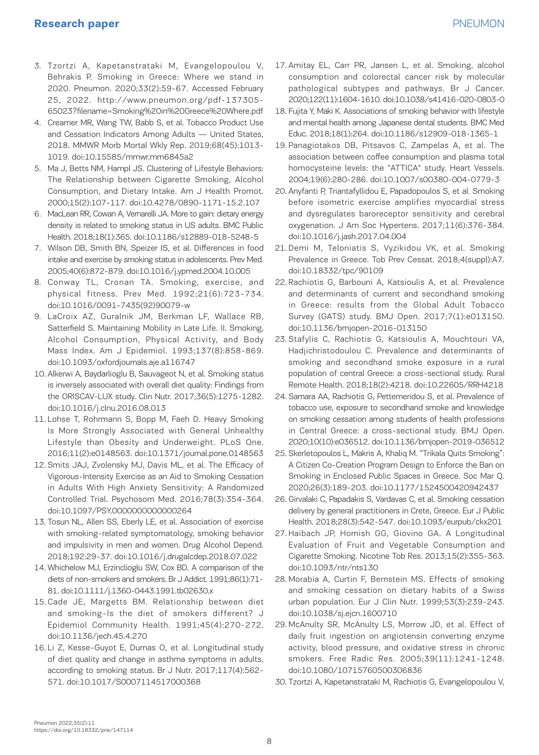3. Tzortzi A, Kapetanstrataki M, Evangelopoulou V, Behrakis P. Smoking in Greece: Where we stand in 2020. Pneumon. 2020;33(2):59-67. Accessed February 25, 2022. http://www.pneumon.org/pdf-137305-65023?filename=Smoking%20in%20Greece%20Where.pdf
4. Creamer MR, Wang TW, Babb S, et al. Tobacco Product Use and Cessation Indicators Among Adults — United States, 2018. MMWR Morb Mortal Wkly Rep. 2019;68(45):1013-1019. doi:10.15585/mmwr.mm6845a2
5. Ma J, Betts NM, Hampl JS. Clustering of Lifestyle Behaviors: The Relationship between Cigarette Smoking, Alcohol Consumption, and Dietary Intake. Am J Health Promot. 2000;15(2):107-117. doi:10.4278/0890-1171-15.2.107
6. MacLean RR, Cowan A, Vernarelli JA. More to gain: dietary energy density is related to smoking status in US adults. BMC Public Health. 2018;18(1):365. doi:10.1186/s12889-018-5248-5
7. Wilson DB, Smith BN, Speizer IS, et al. Differences in food intake and exercise by smoking status in adolescents. Prev Med. 2005;40(6):872-879. doi:10.1016/j.ypmed.2004.10.005
8. Conway TL, Cronan TA. Smoking, exercise, and physical fitness. Prev Med. 1992;21(6):723-734. doi:10.1016/0091-7435(92)90079-w
9. LaCroix AZ, Guralnik JM, Berkman LF, Wallace RB, Satterfield S. Maintaining Mobility in Late Life. II. Smoking, Alcohol Consumption, Physical Activity, and Body Mass Index. Am J Epidemiol. 1993;137(8):858-869. doi:10.1093/oxfordjournals.aje.a116747
10. Alkerwi A, Baydarlioglu B, Sauvageot N, et al. Smoking status is inversely associated with overall diet quality: Findings from the ORISCAV-LUX study. Clin Nutr. 2017;36(5):1275-1282. doi:10.1016/j.clnu.2016.08.013
11. Lohse T, Rohrmann S, Bopp M, Faeh D. Heavy Smoking Is More Strongly Associated with General Unhealthy Lifestyle than Obesity and Underweight. PLoS One. 2016;11(2):e0148563. doi:10.1371/journal.pone.0148563
12. Smits JAJ, Zvolensky MJ, Davis ML, et al. The Efficacy of Vigorous-Intensity Exercise as an Aid to Smoking Cessation in Adults With High Anxiety Sensitivity: A Randomized Controlled Trial. Psychosom Med. 2016;78(3):354-364. doi:10.1097/PSY.0000000000000264
13. Tosun NL, Allen SS, Eberly LE, et al. Association of exercise with smoking-related symptomatology, smoking behavior and impulsivity in men and women. Drug Alcohol Depend. 2018;192:29-37. doi:10.1016/j.drugalcdep.2018.07.022
14. Whichelow MJ, Erzinclioglu SW, Cox BD. A comparison of the diets of non-smokers and smokers. Br J Addict. 1991;86(1):71-81. doi:10.1111/j.1360-0443.1991.tb02630.x
15. Cade JE, Margetts BM. Relationship between diet and smoking-Is the diet of smokers different? J Epidemiol Community Health. 1991;45(4):270-272. doi:10.1136/jech.45.4.270
16. Li Z, Kesse-Guyot E, Dumas O, et al. Longitudinal study of diet quality and change in asthma symptoms in adults, according to smoking status. Br J Nutr. 2017;117(4):562-571. doi:10.1017/S0007114517000368
17. Amitay EL, Carr PR, Jansen L, et al. Smoking, alcohol consumption and colorectal cancer risk by molecular pathological subtypes and pathways. Br J Cancer. 2020;122(11):1604-1610. doi:10.1038/s41416-020-0803-0
18. Fujita Y, Maki K. Associations of smoking behavior with lifestyle and mental health among Japanese dental students. BMC Med Educ. 2018;18(1):264. doi:10.1186/s12909-018-1365-1
19. Panagiotakos DB, Pitsavos C, Zampelas A, et al. The association between coffee consumption and plasma total homocysteine levels: the "ATTICA" study. Heart Vessels. 2004;19(6):280-286. doi:10.1007/s00380-004-0779-3
20. Anyfanti P, Triantafyllidou E, Papadopoulos S, et al. Smoking before isometric exercise amplifies myocardial stress and dysregulates baroreceptor sensitivity and cerebral oxygenation. J Am Soc Hypertens. 2017;11(6):376-384. doi:10.1016/j.jash.2017.04.004
21. Demi M, Teloniatis S, Vyzikidou VK, et al. Smoking Prevalence in Greece. Tob Prev Cessat. 2018;4(suppl):A7. doi:10.18332/tpc/90109
22. Rachiotis G, Barbouni A, Katsioulis A, et al. Prevalence and determinants of current and secondhand smoking in Greece: results from the Global Adult Tobacco Survey (GATS) study. BMJ Open. 2017;7(1):e013150. doi:10.1136/bmjopen-2016-013150
23. Stafylis C, Rachiotis G, Katsioulis A, Mouchtouri VA, Hadjichristodoulou C. Prevalence and determinants of smoking and secondhand smoke exposure in a rural population of central Greece: a cross-sectional study. Rural Remote Health. 2018;18(2):4218. doi:10.22605/RRH4218
24. Samara AA, Rachiotis G, Pettemeridou S, et al. Prevalence of tobacco use, exposure to secondhand smoke and knowledge on smoking cessation among students of health professions in Central Greece: a cross-sectional study. BMJ Open. 2020;10(10):e036512. doi:10.1136/bmjopen-2019-036512
25. Skerletopoulos L, Makris A, Khaliq M. "Trikala Quits Smoking": A Citizen Co-Creation Program Design to Enforce the Ban on Smoking in Enclosed Public Spaces in Greece. Soc Mar Q. 2020;26(3):189-203. doi:10.1177/1524500420942437
26. Girvalaki C, Papadakis S, Vardavas C, et al. Smoking cessation delivery by general practitioners in Crete, Greece. Eur J Public Health. 2018;28(3):542-547. doi:10.1093/eurpub/ckx201
27. Haibach JP, Homish GG, Giovino GA. A Longitudinal Evaluation of Fruit and Vegetable Consumption and Cigarette Smoking. Nicotine Tob Res. 2013;15(2):355-363. doi:10.1093/ntr/nts130
28. Morabia A, Curtin F, Bernstein MS. Effects of smoking and smoking cessation on dietary habits of a Swiss urban population. Eur J Clin Nutr. 1999;53(3):239-243. doi:10.1038/sj.ejcn.1600710
29. McAnulty SR, McAnulty LS, Morrow JD, et al. Effect of daily fruit ingestion on angiotensin converting enzyme activity, blood pressure, and oxidative stress in chronic smokers. Free Radic Res. 2005;39(11):1241-1248. doi:10.1080/10715760500306836
30. Tzortzi A, Kapetanstrataki M, Rachiotis G, Evangelopoulou V,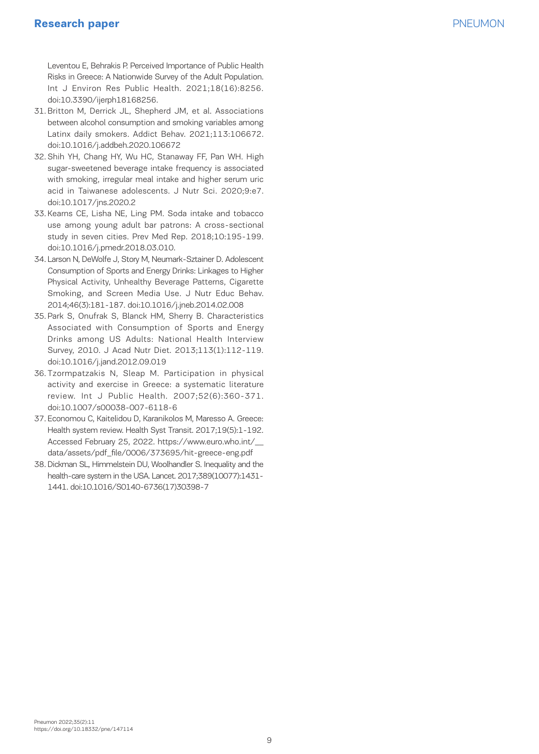Leventou E, Behrakis P. Perceived Importance of Public Health Risks in Greece: A Nationwide Survey of the Adult Population. Int J Environ Res Public Health. 2021;18(16):8256. doi:10.3390/ijerph18168256.

31. Britton M, Derrick JL, Shepherd JM, et al. Associations between alcohol consumption and smoking variables among Latinx daily smokers. Addict Behav. 2021;113:106672. doi:10.1016/j.addbeh.2020.106672
32. Shih YH, Chang HY, Wu HC, Stanaway FF, Pan WH. High sugar-sweetened beverage intake frequency is associated with smoking, irregular meal intake and higher serum uric acid in Taiwanese adolescents. J Nutr Sci. 2020;9:e7. doi:10.1017/jns.2020.2
33. Kearns CE, Lisha NE, Ling PM. Soda intake and tobacco use among young adult bar patrons: A cross-sectional study in seven cities. Prev Med Rep. 2018;10:195-199. doi:10.1016/j.pmedr.2018.03.010.
34. Larson N, DeWolfe J, Story M, Neumark-Sztainer D. Adolescent Consumption of Sports and Energy Drinks: Linkages to Higher Physical Activity, Unhealthy Beverage Patterns, Cigarette Smoking, and Screen Media Use. J Nutr Educ Behav. 2014;46(3):181-187. doi:10.1016/j.jneb.2014.02.008
35. Park S, Onufrak S, Blanck HM, Sherry B. Characteristics Associated with Consumption of Sports and Energy Drinks among US Adults: National Health Interview Survey, 2010. J Acad Nutr Diet. 2013;113(1):112-119. doi:10.1016/j.jand.2012.09.019
36. Tzormpatzakis N, Sleap M. Participation in physical activity and exercise in Greece: a systematic literature review. Int J Public Health. 2007;52(6):360-371. doi:10.1007/s00038-007-6118-6
37. Economou C, Kaitelidou D, Karanikolos M, Maresso A. Greece: Health system review. Health Syst Transit. 2017;19(5):1-192. Accessed February 25, 2022. https://www.euro.who.int/__data/assets/pdf_file/0006/373695/hit-greece-eng.pdf
38. Dickman SL, Himmelstein DU, Woolhandler S. Inequality and the health-care system in the USA. Lancet. 2017;389(10077):1431-1441. doi:10.1016/S0140-6736(17)30398-7